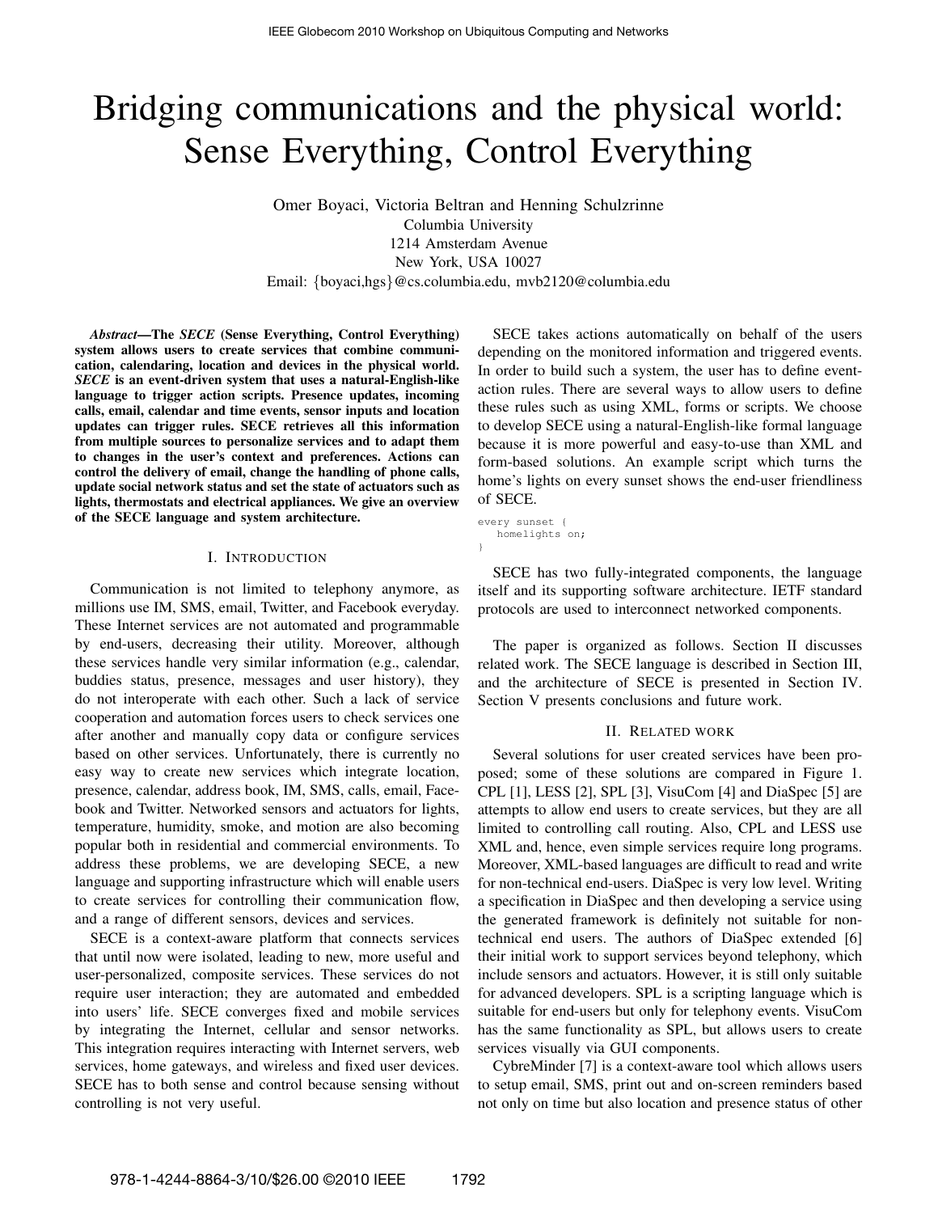# Bridging communications and the physical world: Sense Everything, Control Everything

Omer Boyaci, Victoria Beltran and Henning Schulzrinne
Columbia University
1214 Amsterdam Avenue
New York, USA 10027
Email: {boyaci,hgs}@cs.columbia.edu, mvb2120@columbia.edu

***Abstract*—The *SECE* (Sense Everything, Control Everything) system allows users to create services that combine communication, calendaring, location and devices in the physical world. *SECE* is an event-driven system that uses a natural-English-like language to trigger action scripts. Presence updates, incoming calls, email, calendar and time events, sensor inputs and location updates can trigger rules. SECE retrieves all this information from multiple sources to personalize services and to adapt them to changes in the user's context and preferences. Actions can control the delivery of email, change the handling of phone calls, update social network status and set the state of actuators such as lights, thermostats and electrical appliances. We give an overview of the SECE language and system architecture.**

## I. Introduction

Communication is not limited to telephony anymore, as millions use IM, SMS, email, Twitter, and Facebook everyday. These Internet services are not automated and programmable by end-users, decreasing their utility. Moreover, although these services handle very similar information (e.g., calendar, buddies status, presence, messages and user history), they do not interoperate with each other. Such a lack of service cooperation and automation forces users to check services one after another and manually copy data or configure services based on other services. Unfortunately, there is currently no easy way to create new services which integrate location, presence, calendar, address book, IM, SMS, calls, email, Facebook and Twitter. Networked sensors and actuators for lights, temperature, humidity, smoke, and motion are also becoming popular both in residential and commercial environments. To address these problems, we are developing SECE, a new language and supporting infrastructure which will enable users to create services for controlling their communication flow, and a range of different sensors, devices and services.

SECE is a context-aware platform that connects services that until now were isolated, leading to new, more useful and user-personalized, composite services. These services do not require user interaction; they are automated and embedded into users' life. SECE converges fixed and mobile services by integrating the Internet, cellular and sensor networks. This integration requires interacting with Internet servers, web services, home gateways, and wireless and fixed user devices. SECE has to both sense and control because sensing without controlling is not very useful.

SECE takes actions automatically on behalf of the users depending on the monitored information and triggered events. In order to build such a system, the user has to define event-action rules. There are several ways to allow users to define these rules such as using XML, forms or scripts. We choose to develop SECE using a natural-English-like formal language because it is more powerful and easy-to-use than XML and form-based solutions. An example script which turns the home's lights on every sunset shows the end-user friendliness of SECE.

```
every sunset {
   homelights on;
}
```

SECE has two fully-integrated components, the language itself and its supporting software architecture. IETF standard protocols are used to interconnect networked components.

The paper is organized as follows. Section II discusses related work. The SECE language is described in Section III, and the architecture of SECE is presented in Section IV. Section V presents conclusions and future work.

## II. Related work

Several solutions for user created services have been proposed; some of these solutions are compared in Figure 1. CPL [1], LESS [2], SPL [3], VisuCom [4] and DiaSpec [5] are attempts to allow end users to create services, but they are all limited to controlling call routing. Also, CPL and LESS use XML and, hence, even simple services require long programs. Moreover, XML-based languages are difficult to read and write for non-technical end-users. DiaSpec is very low level. Writing a specification in DiaSpec and then developing a service using the generated framework is definitely not suitable for non-technical end users. The authors of DiaSpec extended [6] their initial work to support services beyond telephony, which include sensors and actuators. However, it is still only suitable for advanced developers. SPL is a scripting language which is suitable for end-users but only for telephony events. VisuCom has the same functionality as SPL, but allows users to create services visually via GUI components.

CybreMinder [7] is a context-aware tool which allows users to setup email, SMS, print out and on-screen reminders based not only on time but also location and presence status of other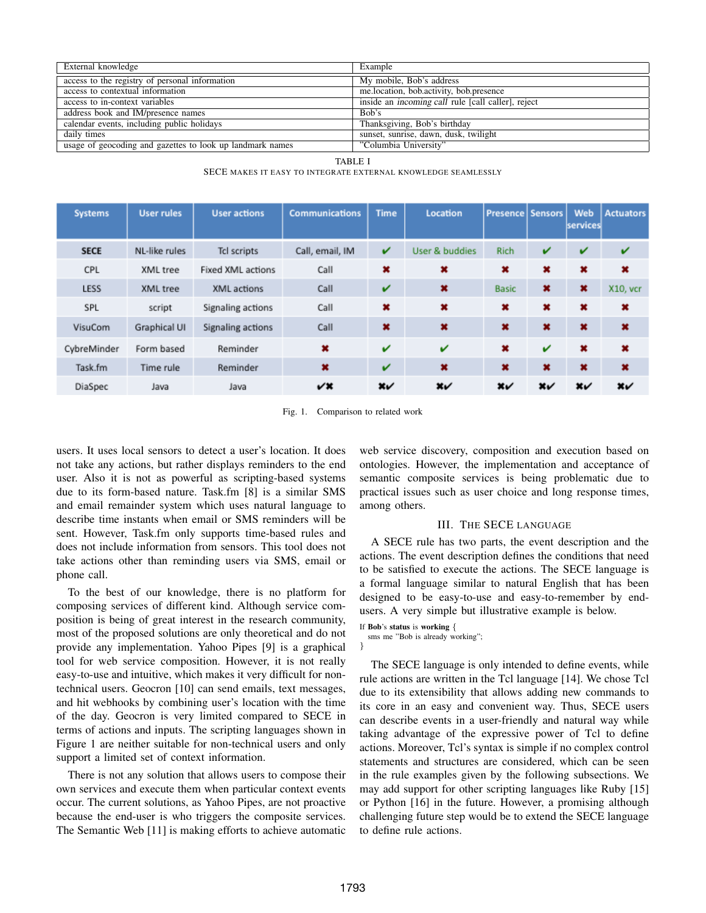| External knowledge | Example |
|---|---|
| access to the registry of personal information | My mobile, Bob's address |
| access to contextual information | me.location, bob.activity, bob.presence |
| access to in-context variables | inside an *incoming call* rule [call caller], reject |
| address book and IM/presence names | Bob's |
| calendar events, including public holidays | Thanksgiving, Bob's birthday |
| daily times | sunset, sunrise, dawn, dusk, twilight |
| usage of geocoding and gazettes to look up landmark names | "Columbia University" |

TABLE I

SECE MAKES IT EASY TO INTEGRATE EXTERNAL KNOWLEDGE SEAMLESSLY

| Systems | User rules | User actions | Communications | Time | Location | Presence | Sensors | Web services | Actuators |
|---|---|---|---|---|---|---|---|---|---|
| **SECE** | NL-like rules | Tcl scripts | Call, email, IM | ✔ | User & buddies | Rich | ✔ | ✔ | ✔ |
| CPL | XML tree | Fixed XML actions | Call | ✖ | ✖ | ✖ | ✖ | ✖ | ✖ |
| LESS | XML tree | XML actions | Call | ✔ | ✖ | Basic | ✖ | ✖ | X10, vcr |
| SPL | script | Signaling actions | Call | ✖ | ✖ | ✖ | ✖ | ✖ | ✖ |
| VisuCom | Graphical UI | Signaling actions | Call | ✖ | ✖ | ✖ | ✖ | ✖ | ✖ |
| CybreMinder | Form based | Reminder | ✖ | ✔ | ✔ | ✖ | ✔ | ✖ | ✖ |
| Task.fm | Time rule | Reminder | ✖ | ✔ | ✖ | ✖ | ✖ | ✖ | ✖ |
| DiaSpec | Java | Java | ✔✖ | ✖✔ | ✖✔ | ✖✔ | ✖✔ | ✖✔ | ✖✔ |

Fig. 1. Comparison to related work

users. It uses local sensors to detect a user's location. It does not take any actions, but rather displays reminders to the end user. Also it is not as powerful as scripting-based systems due to its form-based nature. Task.fm [8] is a similar SMS and email remainder system which uses natural language to describe time instants when email or SMS reminders will be sent. However, Task.fm only supports time-based rules and does not include information from sensors. This tool does not take actions other than reminding users via SMS, email or phone call.

To the best of our knowledge, there is no platform for composing services of different kind. Although service composition is being of great interest in the research community, most of the proposed solutions are only theoretical and do not provide any implementation. Yahoo Pipes [9] is a graphical tool for web service composition. However, it is not really easy-to-use and intuitive, which makes it very difficult for non-technical users. Geocron [10] can send emails, text messages, and hit webhooks by combining user's location with the time of the day. Geocron is very limited compared to SECE in terms of actions and inputs. The scripting languages shown in Figure 1 are neither suitable for non-technical users and only support a limited set of context information.

There is not any solution that allows users to compose their own services and execute them when particular context events occur. The current solutions, as Yahoo Pipes, are not proactive because the end-user is who triggers the composite services. The Semantic Web [11] is making efforts to achieve automatic web service discovery, composition and execution based on ontologies. However, the implementation and acceptance of semantic composite services is being problematic due to practical issues such as user choice and long response times, among others.

## III. The SECE Language

A SECE rule has two parts, the event description and the actions. The event description defines the conditions that need to be satisfied to execute the actions. The SECE language is a formal language similar to natural English that has been designed to be easy-to-use and easy-to-remember by end-users. A very simple but illustrative example is below.

```
If Bob's status is working {
  sms me "Bob is already working";
}
```

The SECE language is only intended to define events, while rule actions are written in the Tcl language [14]. We chose Tcl due to its extensibility that allows adding new commands to its core in an easy and convenient way. Thus, SECE users can describe events in a user-friendly and natural way while taking advantage of the expressive power of Tcl to define actions. Moreover, Tcl's syntax is simple if no complex control statements and structures are considered, which can be seen in the rule examples given by the following subsections. We may add support for other scripting languages like Ruby [15] or Python [16] in the future. However, a promising although challenging future step would be to extend the SECE language to define rule actions.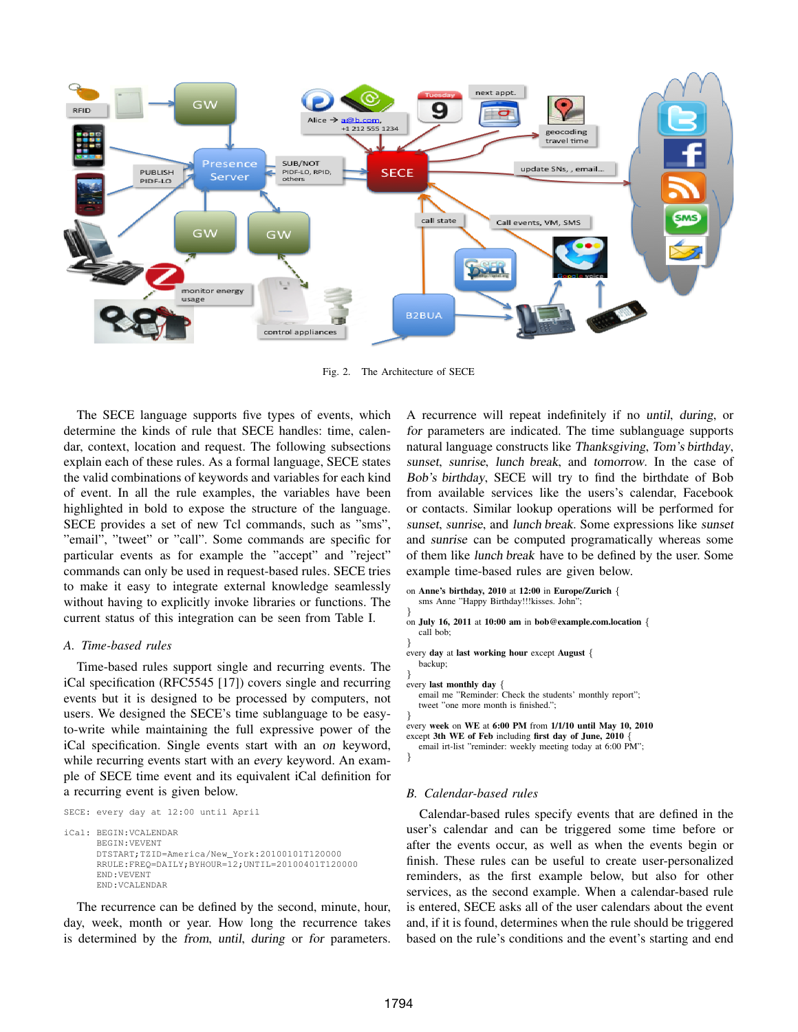Fig. 2. The Architecture of SECE

The SECE language supports five types of events, which determine the kinds of rule that SECE handles: time, calendar, context, location and request. The following subsections explain each of these rules. As a formal language, SECE states the valid combinations of keywords and variables for each kind of event. In all the rule examples, the variables have been highlighted in bold to expose the structure of the language. SECE provides a set of new Tcl commands, such as "sms", "email", "tweet" or "call". Some commands are specific for particular events as for example the "accept" and "reject" commands can only be used in request-based rules. SECE tries to make it easy to integrate external knowledge seamlessly without having to explicitly invoke libraries or functions. The current status of this integration can be seen from Table I.

### A. Time-based rules

Time-based rules support single and recurring events. The iCal specification (RFC5545 [17]) covers single and recurring events but it is designed to be processed by computers, not users. We designed the SECE's time sublanguage to be easy-to-write while maintaining the full expressive power of the iCal specification. Single events start with an *on* keyword, while recurring events start with an *every* keyword. An example of SECE time event and its equivalent iCal definition for a recurring event is given below.

```
SECE: every day at 12:00 until April

iCal: BEGIN:VCALENDAR
      BEGIN:VEVENT
      DTSTART;TZID=America/New_York:20100101T120000
      RRULE:FREQ=DAILY;BYHOUR=12;UNTIL=20100401T120000
      END:VEVENT
      END:VCALENDAR
```

The recurrence can be defined by the second, minute, hour, day, week, month or year. How long the recurrence takes is determined by the *from*, *until*, *during* or *for* parameters. A recurrence will repeat indefinitely if no *until*, *during*, or *for* parameters are indicated. The time sublanguage supports natural language constructs like *Thanksgiving*, *Tom's birthday*, *sunset*, *sunrise*, *lunch break*, and *tomorrow*. In the case of *Bob's birthday*, SECE will try to find the birthdate of Bob from available services like the users's calendar, Facebook or contacts. Similar lookup operations will be performed for *sunset*, *sunrise*, and *lunch break*. Some expressions like *sunset* and *sunrise* can be computed programatically whereas some of them like *lunch break* have to be defined by the user. Some example time-based rules are given below.

on **Anne's birthday, 2010** at **12:00** in **Europe/Zurich** {
  sms Anne "Happy Birthday!!!kisses. John";
}
on **July 16, 2011** at **10:00 am** in **bob@example.com.location** {
  call bob;
}
every **day** at **last working hour** except **August** {
  backup;
}
every **last monthly day** {
  email me "Reminder: Check the students' monthly report";
  tweet "one more month is finished.";
}
every **week** on **WE** at **6:00 PM** from **1/1/10 until May 10, 2010**
except **3th WE of Feb** including **first day of June, 2010** {
  email irt-list "reminder: weekly meeting today at 6:00 PM";
}

### B. Calendar-based rules

Calendar-based rules specify events that are defined in the user's calendar and can be triggered some time before or after the events occur, as well as when the events begin or finish. These rules can be useful to create user-personalized reminders, as the first example below, but also for other services, as the second example. When a calendar-based rule is entered, SECE asks all of the user calendars about the event and, if it is found, determines when the rule should be triggered based on the rule's conditions and the event's starting and end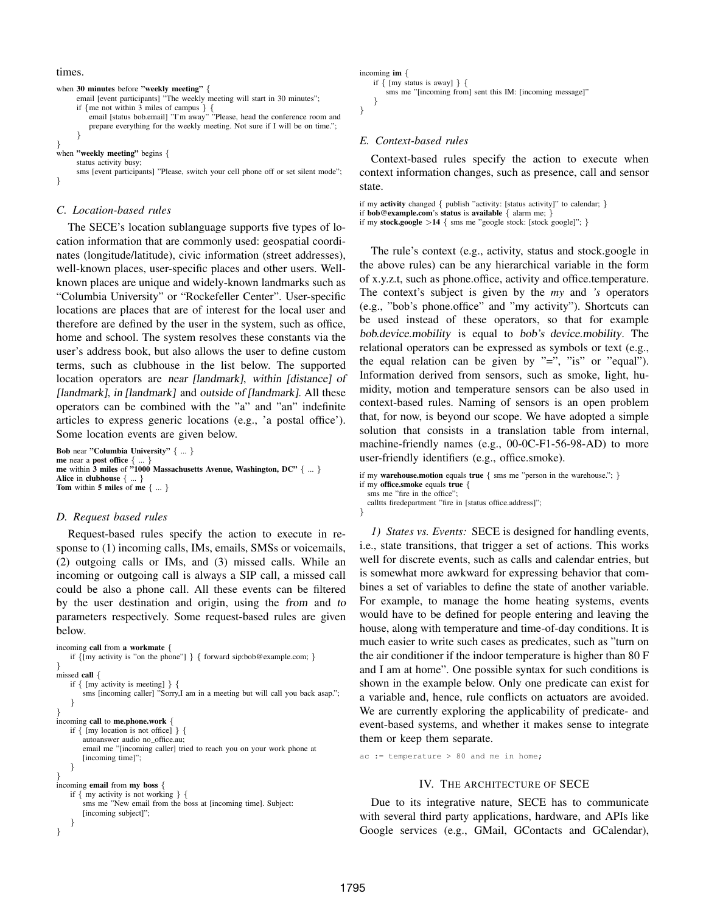times.

```
when 30 minutes before "weekly meeting" {
    email [event participants] "The weekly meeting will start in 30 minutes";
    if {me not within 3 miles of campus } {
        email [status bob.email] "I'm away" "Please, head the conference room and
        prepare everything for the weekly meeting. Not sure if I will be on time.";
    }
}
when "weekly meeting" begins {
    status activity busy;
    sms [event participants] "Please, switch your cell phone off or set silent mode";
}
```

### C. Location-based rules

The SECE's location sublanguage supports five types of location information that are commonly used: geospatial coordinates (longitude/latitude), civic information (street addresses), well-known places, user-specific places and other users. Well-known places are unique and widely-known landmarks such as "Columbia University" or "Rockefeller Center". User-specific locations are places that are of interest for the local user and therefore are defined by the user in the system, such as office, home and school. The system resolves these constants via the user's address book, but also allows the user to define custom terms, such as clubhouse in the list below. The supported location operators are *near [landmark]*, *within [distance] of [landmark]*, *in [landmark]* and *outside of [landmark]*. All these operators can be combined with the "a" and "an" indefinite articles to express generic locations (e.g., 'a postal office'). Some location events are given below.

```
Bob near "Columbia University" { ... }
me near a post office { ... }
me within 3 miles of "1000 Massachusetts Avenue, Washington, DC" { ... }
Alice in clubhouse { ... }
Tom within 5 miles of me { ... }
```

### D. Request based rules

Request-based rules specify the action to execute in response to (1) incoming calls, IMs, emails, SMSs or voicemails, (2) outgoing calls or IMs, and (3) missed calls. While an incoming or outgoing call is always a SIP call, a missed call could be also a phone call. All these events can be filtered by the user destination and origin, using the *from* and *to* parameters respectively. Some request-based rules are given below.

```
incoming call from a workmate {
    if {[my activity is "on the phone"] } { forward sip:bob@example.com; }
}
missed call {
    if { [my activity is meeting] } {
        sms [incoming caller] "Sorry,I am in a meeting but will call you back asap.";
    }
}
incoming call to me.phone.work {
    if { [my location is not office] } {
        autoanswer audio no_office.au;
        email me "[incoming caller] tried to reach you on your work phone at
        [incoming time]";
    }
}
incoming email from my boss {
    if { my activity is not working } {
        sms me "New email from the boss at [incoming time]. Subject:
        [incoming subject]";
    }
}
```

```
incoming im {
    if { [my status is away] } {
        sms me "[incoming from] sent this IM: [incoming message]"
    }
}
```

### E. Context-based rules

Context-based rules specify the action to execute when context information changes, such as presence, call and sensor state.

```
if my activity changed { publish "activity: [status activity]" to calendar; }
if bob@example.com's status is available { alarm me; }
if my stock.google >14 { sms me "google stock: [stock google]"; }
```

The rule's context (e.g., activity, status and stock.google in the above rules) can be any hierarchical variable in the form of x.y.z.t, such as phone.office, activity and office.temperature. The context's subject is given by the *my* and *'s* operators (e.g., "bob's phone.office" and "my activity"). Shortcuts can be used instead of these operators, so that for example *bob.device.mobility* is equal to *bob's device.mobility*. The relational operators can be expressed as symbols or text (e.g., the equal relation can be given by "=", "is" or "equal"). Information derived from sensors, such as smoke, light, humidity, motion and temperature sensors can be also used in context-based rules. Naming of sensors is an open problem that, for now, is beyond our scope. We have adopted a simple solution that consists in a translation table from internal, machine-friendly names (e.g., 00-0C-F1-56-98-AD) to more user-friendly identifiers (e.g., office.smoke).

```
if my warehouse.motion equals true { sms me "person in the warehouse."; }
if my office.smoke equals true {
  sms me "fire in the office";
  calltts firedepartment "fire in [status office.address]";
}
```

*1) States vs. Events:* SECE is designed for handling events, i.e., state transitions, that trigger a set of actions. This works well for discrete events, such as calls and calendar entries, but is somewhat more awkward for expressing behavior that combines a set of variables to define the state of another variable. For example, to manage the home heating systems, events would have to be defined for people entering and leaving the house, along with temperature and time-of-day conditions. It is much easier to write such cases as predicates, such as "turn on the air conditioner if the indoor temperature is higher than 80 F and I am at home". One possible syntax for such conditions is shown in the example below. Only one predicate can exist for a variable and, hence, rule conflicts on actuators are avoided. We are currently exploring the applicability of predicate- and event-based systems, and whether it makes sense to integrate them or keep them separate.

```
ac := temperature > 80 and me in home;
```

## IV. The Architecture of SECE

Due to its integrative nature, SECE has to communicate with several third party applications, hardware, and APIs like Google services (e.g., GMail, GContacts and GCalendar),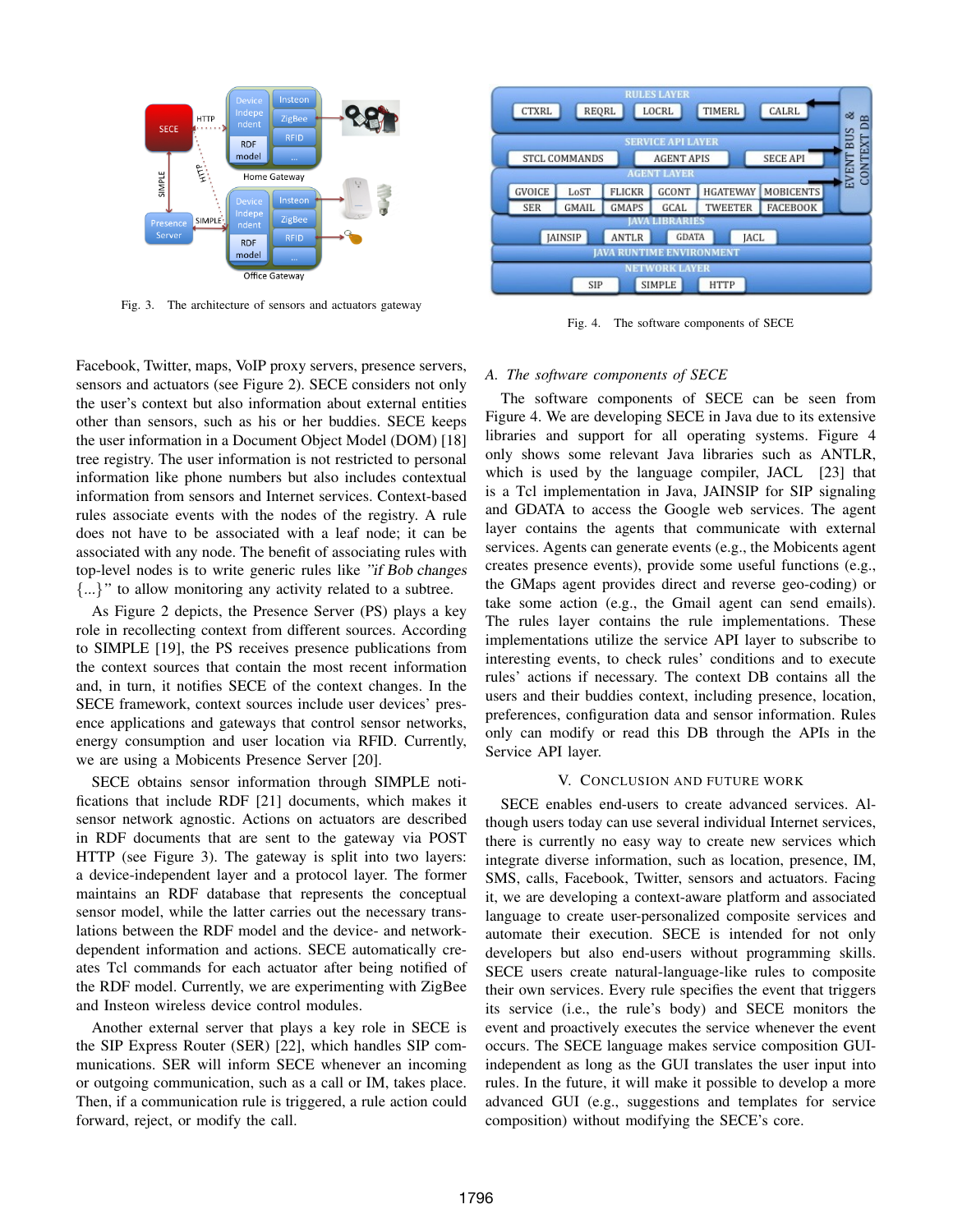Fig. 3. The architecture of sensors and actuators gateway

Fig. 4. The software components of SECE

Facebook, Twitter, maps, VoIP proxy servers, presence servers, sensors and actuators (see Figure 2). SECE considers not only the user's context but also information about external entities other than sensors, such as his or her buddies. SECE keeps the user information in a Document Object Model (DOM) [18] tree registry. The user information is not restricted to personal information like phone numbers but also includes contextual information from sensors and Internet services. Context-based rules associate events with the nodes of the registry. A rule does not have to be associated with a leaf node; it can be associated with any node. The benefit of associating rules with top-level nodes is to write generic rules like *"if Bob changes* {...}" to allow monitoring any activity related to a subtree.

As Figure 2 depicts, the Presence Server (PS) plays a key role in recollecting context from different sources. According to SIMPLE [19], the PS receives presence publications from the context sources that contain the most recent information and, in turn, it notifies SECE of the context changes. In the SECE framework, context sources include user devices' presence applications and gateways that control sensor networks, energy consumption and user location via RFID. Currently, we are using a Mobicents Presence Server [20].

SECE obtains sensor information through SIMPLE notifications that include RDF [21] documents, which makes it sensor network agnostic. Actions on actuators are described in RDF documents that are sent to the gateway via POST HTTP (see Figure 3). The gateway is split into two layers: a device-independent layer and a protocol layer. The former maintains an RDF database that represents the conceptual sensor model, while the latter carries out the necessary translations between the RDF model and the device- and network-dependent information and actions. SECE automatically creates Tcl commands for each actuator after being notified of the RDF model. Currently, we are experimenting with ZigBee and Insteon wireless device control modules.

Another external server that plays a key role in SECE is the SIP Express Router (SER) [22], which handles SIP communications. SER will inform SECE whenever an incoming or outgoing communication, such as a call or IM, takes place. Then, if a communication rule is triggered, a rule action could forward, reject, or modify the call.

### A. The software components of SECE

The software components of SECE can be seen from Figure 4. We are developing SECE in Java due to its extensive libraries and support for all operating systems. Figure 4 only shows some relevant Java libraries such as ANTLR, which is used by the language compiler, JACL [23] that is a Tcl implementation in Java, JAINSIP for SIP signaling and GDATA to access the Google web services. The agent layer contains the agents that communicate with external services. Agents can generate events (e.g., the Mobicents agent creates presence events), provide some useful functions (e.g., the GMaps agent provides direct and reverse geo-coding) or take some action (e.g., the Gmail agent can send emails). The rules layer contains the rule implementations. These implementations utilize the service API layer to subscribe to interesting events, to check rules' conditions and to execute rules' actions if necessary. The context DB contains all the users and their buddies context, including presence, location, preferences, configuration data and sensor information. Rules only can modify or read this DB through the APIs in the Service API layer.

## V. Conclusion and Future Work

SECE enables end-users to create advanced services. Although users today can use several individual Internet services, there is currently no easy way to create new services which integrate diverse information, such as location, presence, IM, SMS, calls, Facebook, Twitter, sensors and actuators. Facing it, we are developing a context-aware platform and associated language to create user-personalized composite services and automate their execution. SECE is intended for not only developers but also end-users without programming skills. SECE users create natural-language-like rules to composite their own services. Every rule specifies the event that triggers its service (i.e., the rule's body) and SECE monitors the event and proactively executes the service whenever the event occurs. The SECE language makes service composition GUI-independent as long as the GUI translates the user input into rules. In the future, it will make it possible to develop a more advanced GUI (e.g., suggestions and templates for service composition) without modifying the SECE's core.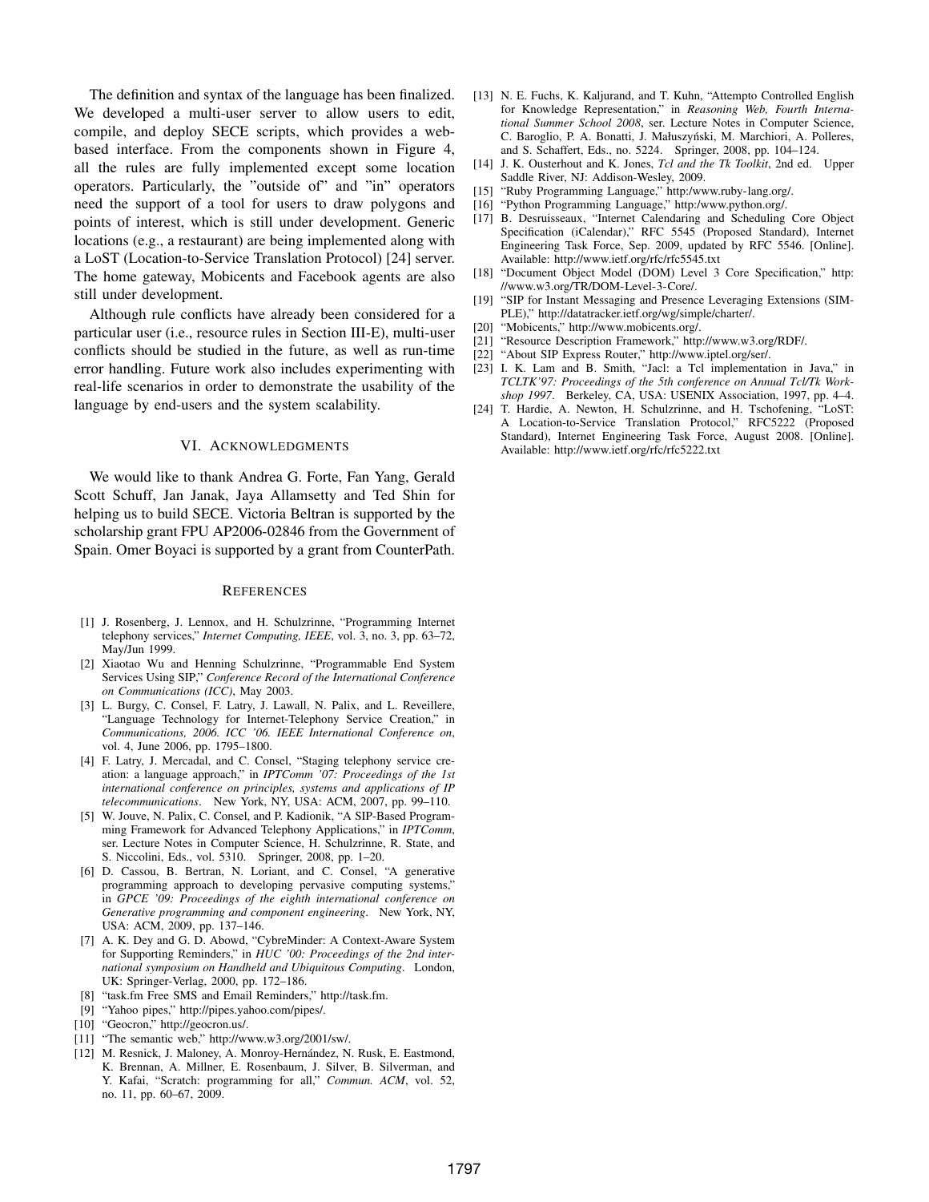The definition and syntax of the language has been finalized. We developed a multi-user server to allow users to edit, compile, and deploy SECE scripts, which provides a web-based interface. From the components shown in Figure 4, all the rules are fully implemented except some location operators. Particularly, the "outside of" and "in" operators need the support of a tool for users to draw polygons and points of interest, which is still under development. Generic locations (e.g., a restaurant) are being implemented along with a LoST (Location-to-Service Translation Protocol) [24] server. The home gateway, Mobicents and Facebook agents are also still under development.

Although rule conflicts have already been considered for a particular user (i.e., resource rules in Section III-E), multi-user conflicts should be studied in the future, as well as run-time error handling. Future work also includes experimenting with real-life scenarios in order to demonstrate the usability of the language by end-users and the system scalability.

## VI. Acknowledgments

We would like to thank Andrea G. Forte, Fan Yang, Gerald Scott Schuff, Jan Janak, Jaya Allamsetty and Ted Shin for helping us to build SECE. Victoria Beltran is supported by the scholarship grant FPU AP2006-02846 from the Government of Spain. Omer Boyaci is supported by a grant from CounterPath.

## References

[1] J. Rosenberg, J. Lennox, and H. Schulzrinne, "Programming Internet telephony services," *Internet Computing, IEEE*, vol. 3, no. 3, pp. 63–72, May/Jun 1999.

[2] Xiaotao Wu and Henning Schulzrinne, "Programmable End System Services Using SIP," *Conference Record of the International Conference on Communications (ICC)*, May 2003.

[3] L. Burgy, C. Consel, F. Latry, J. Lawall, N. Palix, and L. Reveillere, "Language Technology for Internet-Telephony Service Creation," in *Communications, 2006. ICC '06. IEEE International Conference on*, vol. 4, June 2006, pp. 1795–1800.

[4] F. Latry, J. Mercadal, and C. Consel, "Staging telephony service creation: a language approach," in *IPTComm '07: Proceedings of the 1st international conference on principles, systems and applications of IP telecommunications*. New York, NY, USA: ACM, 2007, pp. 99–110.

[5] W. Jouve, N. Palix, C. Consel, and P. Kadionik, "A SIP-Based Programming Framework for Advanced Telephony Applications," in *IPTComm*, ser. Lecture Notes in Computer Science, H. Schulzrinne, R. State, and S. Niccolini, Eds., vol. 5310. Springer, 2008, pp. 1–20.

[6] D. Cassou, B. Bertran, N. Loriant, and C. Consel, "A generative programming approach to developing pervasive computing systems," in *GPCE '09: Proceedings of the eighth international conference on Generative programming and component engineering*. New York, NY, USA: ACM, 2009, pp. 137–146.

[7] A. K. Dey and G. D. Abowd, "CybreMinder: A Context-Aware System for Supporting Reminders," in *HUC '00: Proceedings of the 2nd international symposium on Handheld and Ubiquitous Computing*. London, UK: Springer-Verlag, 2000, pp. 172–186.

[8] "task.fm Free SMS and Email Reminders," http://task.fm.

[9] "Yahoo pipes," http://pipes.yahoo.com/pipes/.

[10] "Geocron," http://geocron.us/.

[11] "The semantic web," http://www.w3.org/2001/sw/.

[12] M. Resnick, J. Maloney, A. Monroy-Hernández, N. Rusk, E. Eastmond, K. Brennan, A. Millner, E. Rosenbaum, J. Silver, B. Silverman, and Y. Kafai, "Scratch: programming for all," *Commun. ACM*, vol. 52, no. 11, pp. 60–67, 2009.

[13] N. E. Fuchs, K. Kaljurand, and T. Kuhn, "Attempto Controlled English for Knowledge Representation," in *Reasoning Web, Fourth International Summer School 2008*, ser. Lecture Notes in Computer Science, C. Baroglio, P. A. Bonatti, J. Małuszyński, M. Marchiori, A. Polleres, and S. Schaffert, Eds., no. 5224. Springer, 2008, pp. 104–124.

[14] J. K. Ousterhout and K. Jones, *Tcl and the Tk Toolkit*, 2nd ed. Upper Saddle River, NJ: Addison-Wesley, 2009.

[15] "Ruby Programming Language," http:/www.ruby-lang.org/.

[16] "Python Programming Language," http:/www.python.org/.

[17] B. Desruisseaux, "Internet Calendaring and Scheduling Core Object Specification (iCalendar)," RFC 5545 (Proposed Standard), Internet Engineering Task Force, Sep. 2009, updated by RFC 5546. [Online]. Available: http://www.ietf.org/rfc/rfc5545.txt

[18] "Document Object Model (DOM) Level 3 Core Specification," http://www.w3.org/TR/DOM-Level-3-Core/.

[19] "SIP for Instant Messaging and Presence Leveraging Extensions (SIMPLE)," http://datatracker.ietf.org/wg/simple/charter/.

[20] "Mobicents," http://www.mobicents.org/.

[21] "Resource Description Framework," http://www.w3.org/RDF/.

[22] "About SIP Express Router," http://www.iptel.org/ser/.

[23] I. K. Lam and B. Smith, "Jacl: a Tcl implementation in Java," in *TCLTK'97: Proceedings of the 5th conference on Annual Tcl/Tk Workshop 1997*. Berkeley, CA, USA: USENIX Association, 1997, pp. 4–4.

[24] T. Hardie, A. Newton, H. Schulzrinne, and H. Tschofenig, "LoST: A Location-to-Service Translation Protocol," RFC5222 (Proposed Standard), Internet Engineering Task Force, August 2008. [Online]. Available: http://www.ietf.org/rfc/rfc5222.txt